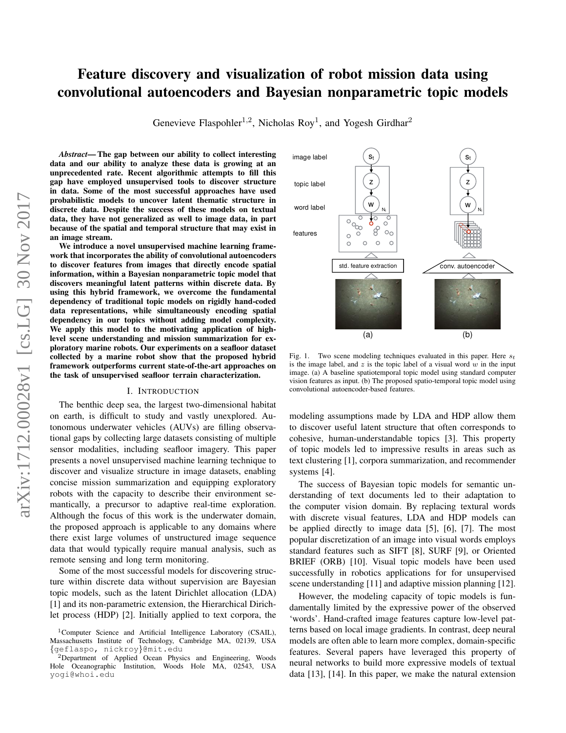# Feature discovery and visualization of robot mission data using convolutional autoencoders and Bayesian nonparametric topic models

Genevieve Flaspohler[1,2], Nicholas Roy[1], and Yogesh Girdhar[2]

***Abstract*— The gap between our ability to collect interesting data and our ability to analyze these data is growing at an unprecedented rate. Recent algorithmic attempts to fill this gap have employed unsupervised tools to discover structure in data. Some of the most successful approaches have used probabilistic models to uncover latent thematic structure in discrete data. Despite the success of these models on textual data, they have not generalized as well to image data, in part because of the spatial and temporal structure that may exist in an image stream.**

**We introduce a novel unsupervised machine learning framework that incorporates the ability of convolutional autoencoders to discover features from images that directly encode spatial information, within a Bayesian nonparametric topic model that discovers meaningful latent patterns within discrete data. By using this hybrid framework, we overcome the fundamental dependency of traditional topic models on rigidly hand-coded data representations, while simultaneously encoding spatial dependency in our topics without adding model complexity. We apply this model to the motivating application of high-level scene understanding and mission summarization for exploratory marine robots. Our experiments on a seafloor dataset collected by a marine robot show that the proposed hybrid framework outperforms current state-of-the-art approaches on the task of unsupervised seafloor terrain characterization.**

Fig. 1. Two scene modeling techniques evaluated in this paper. Here $s_t$ is the image label, and $z$ is the topic label of a visual word $w$ in the input image. (a) A baseline spatiotemporal topic model using standard computer vision features as input. (b) The proposed spatio-temporal topic model using convolutional autoencoder-based features.

## I. Introduction

The benthic deep sea, the largest two-dimensional habitat on earth, is difficult to study and vastly unexplored. Autonomous underwater vehicles (AUVs) are filling observational gaps by collecting large datasets consisting of multiple sensor modalities, including seafloor imagery. This paper presents a novel unsupervised machine learning technique to discover and visualize structure in image datasets, enabling concise mission summarization and equipping exploratory robots with the capacity to describe their environment semantically, a precursor to adaptive real-time exploration. Although the focus of this work is the underwater domain, the proposed approach is applicable to any domains where there exist large volumes of unstructured image sequence data that would typically require manual analysis, such as remote sensing and long term monitoring.

Some of the most successful models for discovering structure within discrete data without supervision are Bayesian topic models, such as the latent Dirichlet allocation (LDA) [1] and its non-parametric extension, the Hierarchical Dirichlet process (HDP) [2]. Initially applied to text corpora, the modeling assumptions made by LDA and HDP allow them to discover useful latent structure that often corresponds to cohesive, human-understandable topics [3]. This property of topic models led to impressive results in areas such as text clustering [1], corpora summarization, and recommender systems [4].

The success of Bayesian topic models for semantic understanding of text documents led to their adaptation to the computer vision domain. By replacing textural words with discrete visual features, LDA and HDP models can be applied directly to image data [5], [6], [7]. The most popular discretization of an image into visual words employs standard features such as SIFT [8], SURF [9], or Oriented BRIEF (ORB) [10]. Visual topic models have been used successfully in robotics applications for for unsupervised scene understanding [11] and adaptive mission planning [12].

However, the modeling capacity of topic models is fundamentally limited by the expressive power of the observed 'words'. Hand-crafted image features capture low-level patterns based on local image gradients. In contrast, deep neural models are often able to learn more complex, domain-specific features. Several papers have leveraged this property of neural networks to build more expressive models of textual data [13], [14]. In this paper, we make the natural extension

[1]Computer Science and Artificial Intelligence Laboratory (CSAIL), Massachusetts Institute of Technology, Cambridge MA, 02139, USA {geflaspo, nickroy}@mit.edu

[2]Department of Applied Ocean Physics and Engineering, Woods Hole Oceanographic Institution, Woods Hole MA, 02543, USA yogi@whoi.edu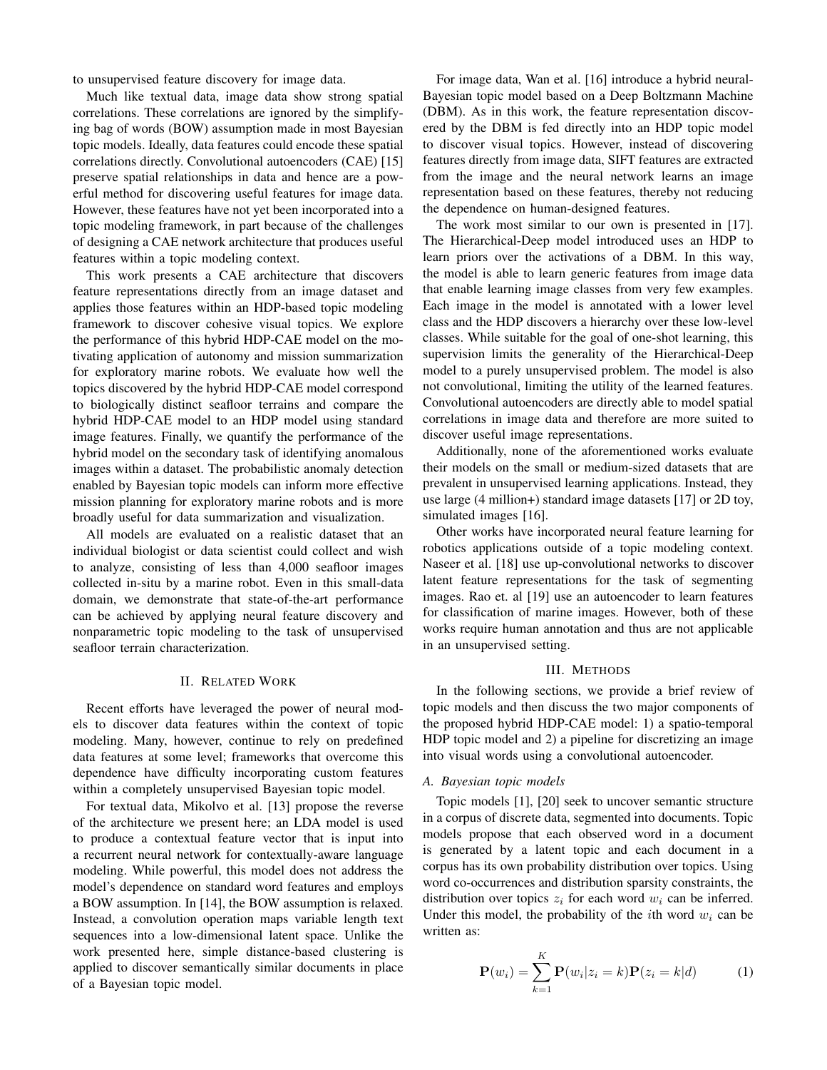to unsupervised feature discovery for image data.

Much like textual data, image data show strong spatial correlations. These correlations are ignored by the simplifying bag of words (BOW) assumption made in most Bayesian topic models. Ideally, data features could encode these spatial correlations directly. Convolutional autoencoders (CAE) [15] preserve spatial relationships in data and hence are a powerful method for discovering useful features for image data. However, these features have not yet been incorporated into a topic modeling framework, in part because of the challenges of designing a CAE network architecture that produces useful features within a topic modeling context.

This work presents a CAE architecture that discovers feature representations directly from an image dataset and applies those features within an HDP-based topic modeling framework to discover cohesive visual topics. We explore the performance of this hybrid HDP-CAE model on the motivating application of autonomy and mission summarization for exploratory marine robots. We evaluate how well the topics discovered by the hybrid HDP-CAE model correspond to biologically distinct seafloor terrains and compare the hybrid HDP-CAE model to an HDP model using standard image features. Finally, we quantify the performance of the hybrid model on the secondary task of identifying anomalous images within a dataset. The probabilistic anomaly detection enabled by Bayesian topic models can inform more effective mission planning for exploratory marine robots and is more broadly useful for data summarization and visualization.

All models are evaluated on a realistic dataset that an individual biologist or data scientist could collect and wish to analyze, consisting of less than 4,000 seafloor images collected in-situ by a marine robot. Even in this small-data domain, we demonstrate that state-of-the-art performance can be achieved by applying neural feature discovery and nonparametric topic modeling to the task of unsupervised seafloor terrain characterization.

## II. Related Work

Recent efforts have leveraged the power of neural models to discover data features within the context of topic modeling. Many, however, continue to rely on predefined data features at some level; frameworks that overcome this dependence have difficulty incorporating custom features within a completely unsupervised Bayesian topic model.

For textual data, Mikolvo et al. [13] propose the reverse of the architecture we present here; an LDA model is used to produce a contextual feature vector that is input into a recurrent neural network for contextually-aware language modeling. While powerful, this model does not address the model's dependence on standard word features and employs a BOW assumption. In [14], the BOW assumption is relaxed. Instead, a convolution operation maps variable length text sequences into a low-dimensional latent space. Unlike the work presented here, simple distance-based clustering is applied to discover semantically similar documents in place of a Bayesian topic model.

For image data, Wan et al. [16] introduce a hybrid neural-Bayesian topic model based on a Deep Boltzmann Machine (DBM). As in this work, the feature representation discovered by the DBM is fed directly into an HDP topic model to discover visual topics. However, instead of discovering features directly from image data, SIFT features are extracted from the image and the neural network learns an image representation based on these features, thereby not reducing the dependence on human-designed features.

The work most similar to our own is presented in [17]. The Hierarchical-Deep model introduced uses an HDP to learn priors over the activations of a DBM. In this way, the model is able to learn generic features from image data that enable learning image classes from very few examples. Each image in the model is annotated with a lower level class and the HDP discovers a hierarchy over these low-level classes. While suitable for the goal of one-shot learning, this supervision limits the generality of the Hierarchical-Deep model to a purely unsupervised problem. The model is also not convolutional, limiting the utility of the learned features. Convolutional autoencoders are directly able to model spatial correlations in image data and therefore are more suited to discover useful image representations.

Additionally, none of the aforementioned works evaluate their models on the small or medium-sized datasets that are prevalent in unsupervised learning applications. Instead, they use large (4 million+) standard image datasets [17] or 2D toy, simulated images [16].

Other works have incorporated neural feature learning for robotics applications outside of a topic modeling context. Naseer et al. [18] use up-convolutional networks to discover latent feature representations for the task of segmenting images. Rao et. al [19] use an autoencoder to learn features for classification of marine images. However, both of these works require human annotation and thus are not applicable in an unsupervised setting.

## III. Methods

In the following sections, we provide a brief review of topic models and then discuss the two major components of the proposed hybrid HDP-CAE model: 1) a spatio-temporal HDP topic model and 2) a pipeline for discretizing an image into visual words using a convolutional autoencoder.

### A. Bayesian topic models

Topic models [1], [20] seek to uncover semantic structure in a corpus of discrete data, segmented into documents. Topic models propose that each observed word in a document is generated by a latent topic and each document in a corpus has its own probability distribution over topics. Using word co-occurrences and distribution sparsity constraints, the distribution over topics $z_i$ for each word $w_i$ can be inferred. Under this model, the probability of the $i$th word $w_i$ can be written as:

$$\mathbf{P}(w_i) = \sum_{k=1}^{K} \mathbf{P}(w_i | z_i = k) \mathbf{P}(z_i = k | d) \tag{1}$$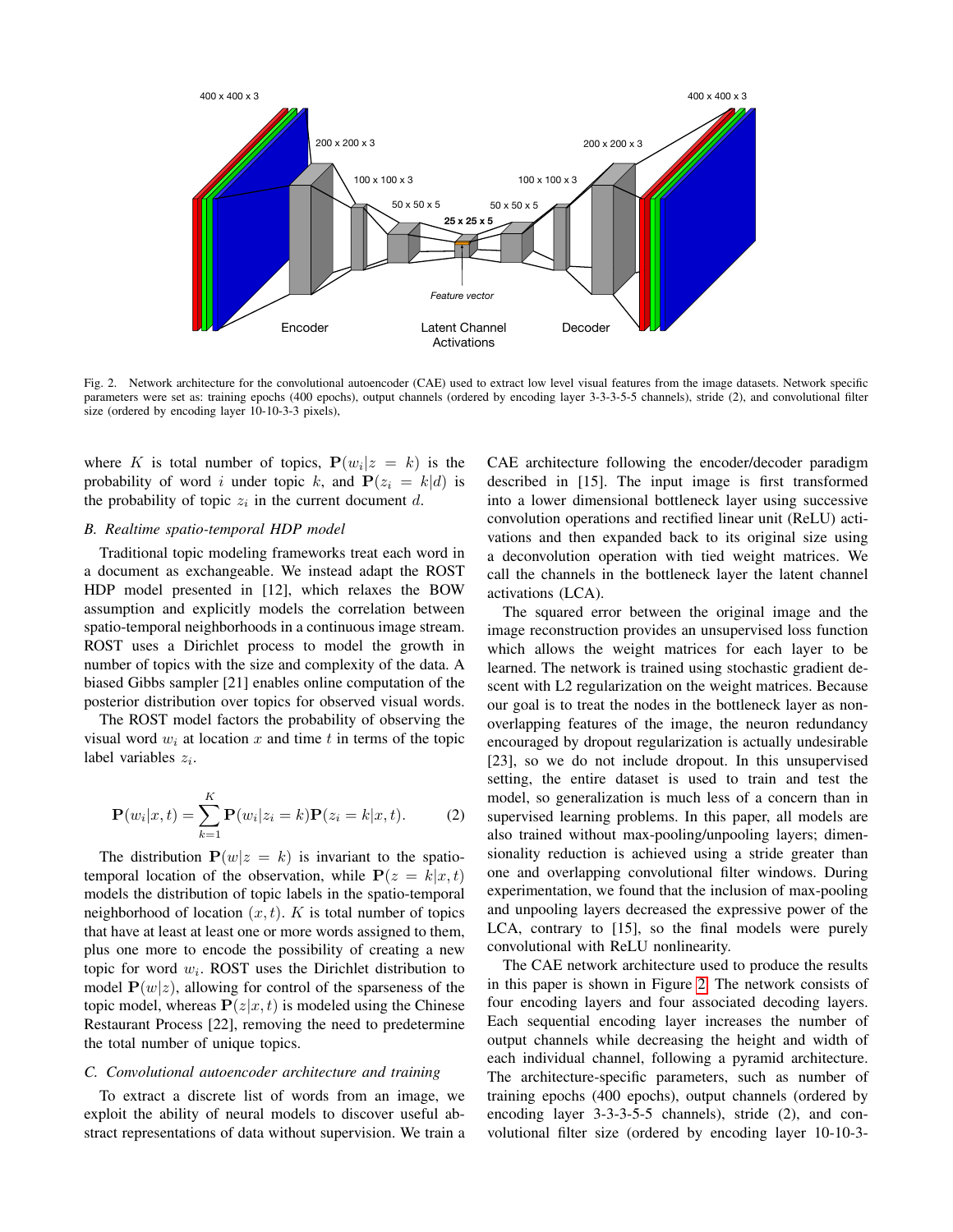Fig. 2. Network architecture for the convolutional autoencoder (CAE) used to extract low level visual features from the image datasets. Network specific parameters were set as: training epochs (400 epochs), output channels (ordered by encoding layer 3-3-3-5-5 channels), stride (2), and convolutional filter size (ordered by encoding layer 10-10-3-3 pixels),

where $K$ is total number of topics, $\mathbf{P}(w_i|z = k)$ is the probability of word $i$ under topic $k$, and $\mathbf{P}(z_i = k|d)$ is the probability of topic $z_i$ in the current document $d$.

### B. Realtime spatio-temporal HDP model

Traditional topic modeling frameworks treat each word in a document as exchangeable. We instead adapt the ROST HDP model presented in [12], which relaxes the BOW assumption and explicitly models the correlation between spatio-temporal neighborhoods in a continuous image stream. ROST uses a Dirichlet process to model the growth in number of topics with the size and complexity of the data. A biased Gibbs sampler [21] enables online computation of the posterior distribution over topics for observed visual words.

The ROST model factors the probability of observing the visual word $w_i$ at location $x$ and time $t$ in terms of the topic label variables $z_i$.

$$\mathbf{P}(w_i|x,t) = \sum_{k=1}^{K} \mathbf{P}(w_i|z_i = k)\mathbf{P}(z_i = k|x,t). \tag{2}$$

The distribution $\mathbf{P}(w|z = k)$ is invariant to the spatio-temporal location of the observation, while $\mathbf{P}(z = k|x,t)$ models the distribution of topic labels in the spatio-temporal neighborhood of location $(x,t)$. $K$ is total number of topics that have at least at least one or more words assigned to them, plus one more to encode the possibility of creating a new topic for word $w_i$. ROST uses the Dirichlet distribution to model $\mathbf{P}(w|z)$, allowing for control of the sparseness of the topic model, whereas $\mathbf{P}(z|x,t)$ is modeled using the Chinese Restaurant Process [22], removing the need to predetermine the total number of unique topics.

### C. Convolutional autoencoder architecture and training

To extract a discrete list of words from an image, we exploit the ability of neural models to discover useful abstract representations of data without supervision. We train a CAE architecture following the encoder/decoder paradigm described in [15]. The input image is first transformed into a lower dimensional bottleneck layer using successive convolution operations and rectified linear unit (ReLU) activations and then expanded back to its original size using a deconvolution operation with tied weight matrices. We call the channels in the bottleneck layer the latent channel activations (LCA).

The squared error between the original image and the image reconstruction provides an unsupervised loss function which allows the weight matrices for each layer to be learned. The network is trained using stochastic gradient descent with L2 regularization on the weight matrices. Because our goal is to treat the nodes in the bottleneck layer as non-overlapping features of the image, the neuron redundancy encouraged by dropout regularization is actually undesirable [23], so we do not include dropout. In this unsupervised setting, the entire dataset is used to train and test the model, so generalization is much less of a concern than in supervised learning problems. In this paper, all models are also trained without max-pooling/unpooling layers; dimensionality reduction is achieved using a stride greater than one and overlapping convolutional filter windows. During experimentation, we found that the inclusion of max-pooling and unpooling layers decreased the expressive power of the LCA, contrary to [15], so the final models were purely convolutional with ReLU nonlinearity.

The CAE network architecture used to produce the results in this paper is shown in Figure 2. The network consists of four encoding layers and four associated decoding layers. Each sequential encoding layer increases the number of output channels while decreasing the height and width of each individual channel, following a pyramid architecture. The architecture-specific parameters, such as number of training epochs (400 epochs), output channels (ordered by encoding layer 3-3-3-5-5 channels), stride (2), and convolutional filter size (ordered by encoding layer 10-10-3-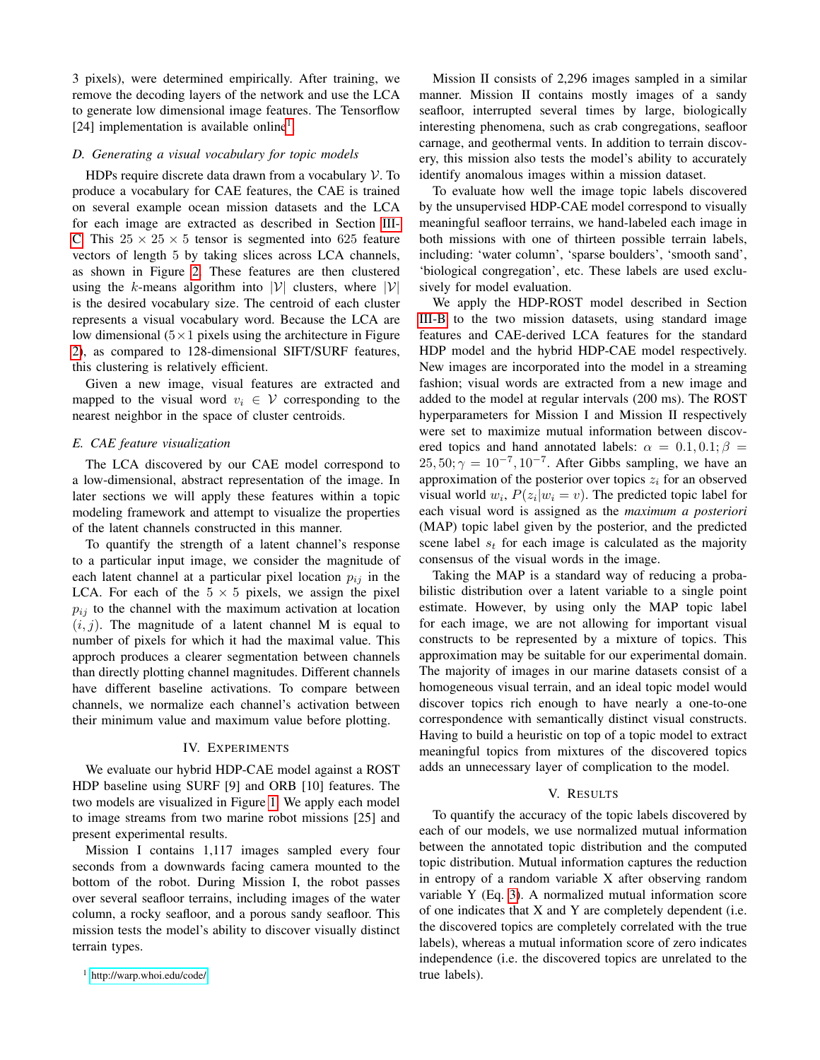3 pixels), were determined empirically. After training, we remove the decoding layers of the network and use the LCA to generate low dimensional image features. The Tensorflow [24] implementation is available online[1].

### D. Generating a visual vocabulary for topic models

HDPs require discrete data drawn from a vocabulary $\mathcal{V}$. To produce a vocabulary for CAE features, the CAE is trained on several example ocean mission datasets and the LCA for each image are extracted as described in Section III-C. This $25 \times 25 \times 5$ tensor is segmented into 625 feature vectors of length 5 by taking slices across LCA channels, as shown in Figure 2. These features are then clustered using the $k$-means algorithm into $|\mathcal{V}|$ clusters, where $|\mathcal{V}|$ is the desired vocabulary size. The centroid of each cluster represents a visual vocabulary word. Because the LCA are low dimensional ($5 \times 1$ pixels using the architecture in Figure 2), as compared to 128-dimensional SIFT/SURF features, this clustering is relatively efficient.

Given a new image, visual features are extracted and mapped to the visual word $v_i \in \mathcal{V}$ corresponding to the nearest neighbor in the space of cluster centroids.

### E. CAE feature visualization

The LCA discovered by our CAE model correspond to a low-dimensional, abstract representation of the image. In later sections we will apply these features within a topic modeling framework and attempt to visualize the properties of the latent channels constructed in this manner.

To quantify the strength of a latent channel's response to a particular input image, we consider the magnitude of each latent channel at a particular pixel location $p_{ij}$ in the LCA. For each of the $5 \times 5$ pixels, we assign the pixel $p_{ij}$ to the channel with the maximum activation at location $(i, j)$. The magnitude of a latent channel M is equal to number of pixels for which it had the maximal value. This approch produces a clearer segmentation between channels than directly plotting channel magnitudes. Different channels have different baseline activations. To compare between channels, we normalize each channel's activation between their minimum value and maximum value before plotting.

## IV. Experiments

We evaluate our hybrid HDP-CAE model against a ROST HDP baseline using SURF [9] and ORB [10] features. The two models are visualized in Figure 1. We apply each model to image streams from two marine robot missions [25] and present experimental results.

Mission I contains 1,117 images sampled every four seconds from a downwards facing camera mounted to the bottom of the robot. During Mission I, the robot passes over several seafloor terrains, including images of the water column, a rocky seafloor, and a porous sandy seafloor. This mission tests the model's ability to discover visually distinct terrain types.

Mission II consists of 2,296 images sampled in a similar manner. Mission II contains mostly images of a sandy seafloor, interrupted several times by large, biologically interesting phenomena, such as crab congregations, seafloor carnage, and geothermal vents. In addition to terrain discovery, this mission also tests the model's ability to accurately identify anomalous images within a mission dataset.

To evaluate how well the image topic labels discovered by the unsupervised HDP-CAE model correspond to visually meaningful seafloor terrains, we hand-labeled each image in both missions with one of thirteen possible terrain labels, including: 'water column', 'sparse boulders', 'smooth sand', 'biological congregation', etc. These labels are used exclusively for model evaluation.

We apply the HDP-ROST model described in Section III-B to the two mission datasets, using standard image features and CAE-derived LCA features for the standard HDP model and the hybrid HDP-CAE model respectively. New images are incorporated into the model in a streaming fashion; visual words are extracted from a new image and added to the model at regular intervals (200 ms). The ROST hyperparameters for Mission I and Mission II respectively were set to maximize mutual information between discovered topics and hand annotated labels: $\alpha = 0.1, 0.1; \beta = 25, 50; \gamma = 10^{-7}, 10^{-7}$. After Gibbs sampling, we have an approximation of the posterior over topics $z_i$ for an observed visual world $w_i$, $P(z_i|w_i = v)$. The predicted topic label for each visual word is assigned as the *maximum a posteriori* (MAP) topic label given by the posterior, and the predicted scene label $s_t$ for each image is calculated as the majority consensus of the visual words in the image.

Taking the MAP is a standard way of reducing a probabilistic distribution over a latent variable to a single point estimate. However, by using only the MAP topic label for each image, we are not allowing for important visual constructs to be represented by a mixture of topics. This approximation may be suitable for our experimental domain. The majority of images in our marine datasets consist of a homogeneous visual terrain, and an ideal topic model would discover topics rich enough to have nearly a one-to-one correspondence with semantically distinct visual constructs. Having to build a heuristic on top of a topic model to extract meaningful topics from mixtures of the discovered topics adds an unnecessary layer of complication to the model.

## V. Results

To quantify the accuracy of the topic labels discovered by each of our models, we use normalized mutual information between the annotated topic distribution and the computed topic distribution. Mutual information captures the reduction in entropy of a random variable X after observing random variable Y (Eq. 3). A normalized mutual information score of one indicates that X and Y are completely dependent (i.e. the discovered topics are completely correlated with the true labels), whereas a mutual information score of zero indicates independence (i.e. the discovered topics are unrelated to the true labels).

[1] http://warp.whoi.edu/code/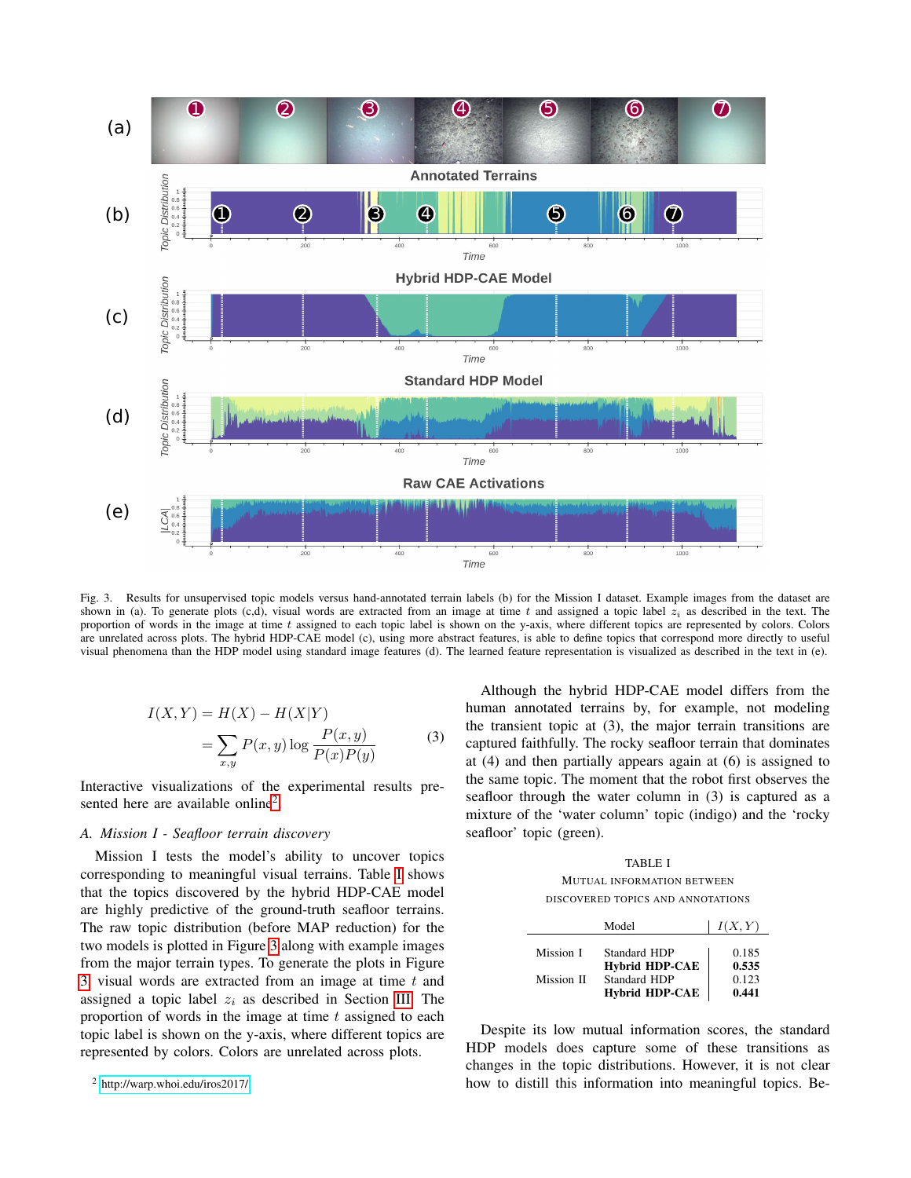Fig. 3. Results for unsupervised topic models versus hand-annotated terrain labels (b) for the Mission I dataset. Example images from the dataset are shown in (a). To generate plots (c,d), visual words are extracted from an image at time $t$ and assigned a topic label $z_i$ as described in the text. The proportion of words in the image at time $t$ assigned to each topic label is shown on the y-axis, where different topics are represented by colors. Colors are unrelated across plots. The hybrid HDP-CAE model (c), using more abstract features, is able to define topics that correspond more directly to useful visual phenomena than the HDP model using standard image features (d). The learned feature representation is visualized as described in the text in (e).

$$
\begin{aligned}
I(X,Y) &= H(X) - H(X|Y) \\
&= \sum_{x,y} P(x,y) \log \frac{P(x,y)}{P(x)P(y)}
\end{aligned}
\tag{3}
$$

Interactive visualizations of the experimental results presented here are available online[2].

### A. Mission I - Seafloor terrain discovery

Mission I tests the model's ability to uncover topics corresponding to meaningful visual terrains. Table I shows that the topics discovered by the hybrid HDP-CAE model are highly predictive of the ground-truth seafloor terrains. The raw topic distribution (before MAP reduction) for the two models is plotted in Figure 3 along with example images from the major terrain types. To generate the plots in Figure 3, visual words are extracted from an image at time $t$ and assigned a topic label $z_i$ as described in Section III. The proportion of words in the image at time $t$ assigned to each topic label is shown on the y-axis, where different topics are represented by colors. Colors are unrelated across plots.

[2] http://warp.whoi.edu/iros2017/

Although the hybrid HDP-CAE model differs from the human annotated terrains by, for example, not modeling the transient topic at (3), the major terrain transitions are captured faithfully. The rocky seafloor terrain that dominates at (4) and then partially appears again at (6) is assigned to the same topic. The moment that the robot first observes the seafloor through the water column in (3) is captured as a mixture of the 'water column' topic (indigo) and the 'rocky seafloor' topic (green).

TABLE I
MUTUAL INFORMATION BETWEEN DISCOVERED TOPICS AND ANNOTATIONS

| | Model | $I(X,Y)$ |
|---|---|---|
| Mission I | Standard HDP | 0.185 |
| | **Hybrid HDP-CAE** | **0.535** |
| Mission II | Standard HDP | 0.123 |
| | **Hybrid HDP-CAE** | **0.441** |

Despite its low mutual information scores, the standard HDP models does capture some of these transitions as changes in the topic distributions. However, it is not clear how to distill this information into meaningful topics. Be-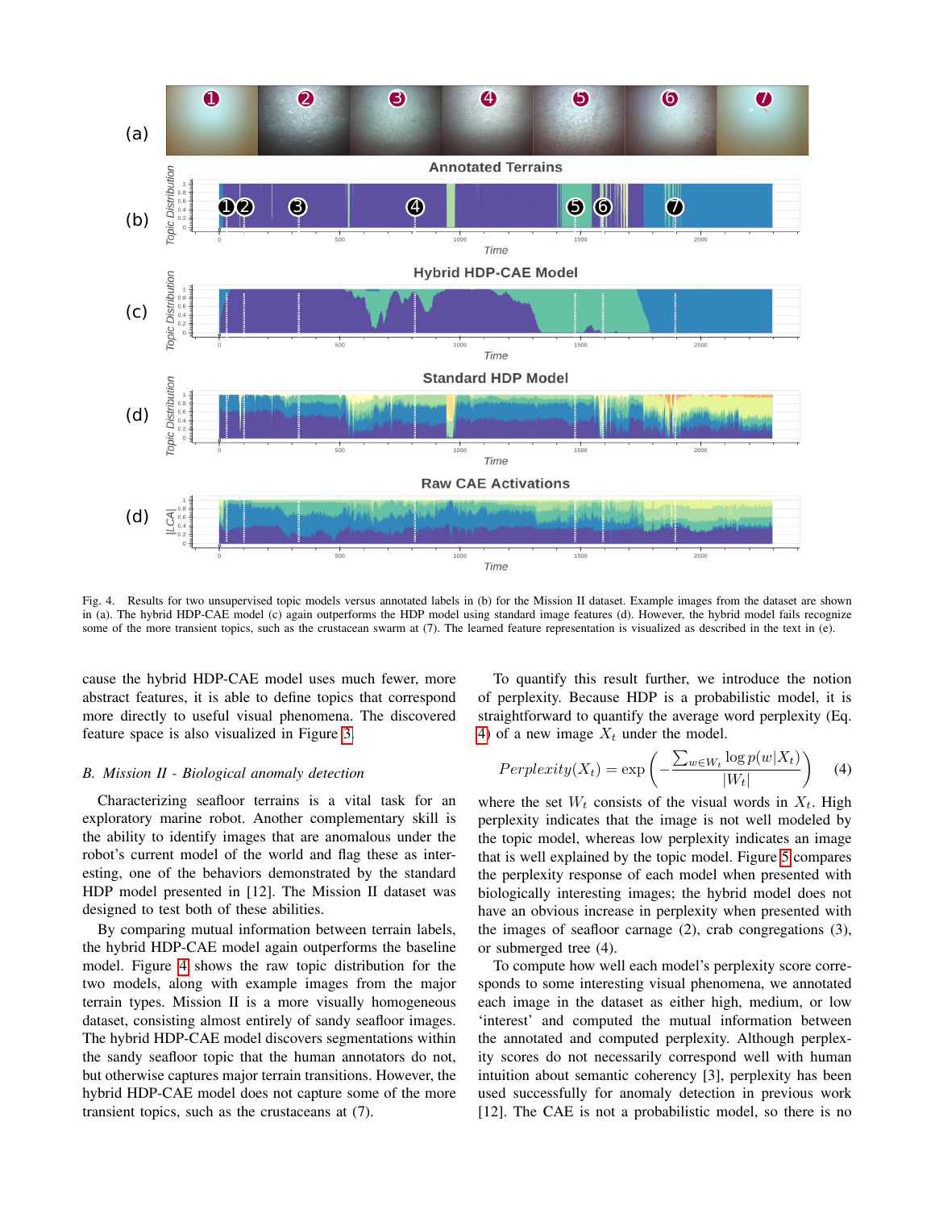Fig. 4. Results for two unsupervised topic models versus annotated labels in (b) for the Mission II dataset. Example images from the dataset are shown in (a). The hybrid HDP-CAE model (c) again outperforms the HDP model using standard image features (d). However, the hybrid model fails recognize some of the more transient topics, such as the crustacean swarm at (7). The learned feature representation is visualized as described in the text in (e).

cause the hybrid HDP-CAE model uses much fewer, more abstract features, it is able to define topics that correspond more directly to useful visual phenomena. The discovered feature space is also visualized in Figure 3.

### B. Mission II - Biological anomaly detection

Characterizing seafloor terrains is a vital task for an exploratory marine robot. Another complementary skill is the ability to identify images that are anomalous under the robot's current model of the world and flag these as interesting, one of the behaviors demonstrated by the standard HDP model presented in [12]. The Mission II dataset was designed to test both of these abilities.

By comparing mutual information between terrain labels, the hybrid HDP-CAE model again outperforms the baseline model. Figure 4 shows the raw topic distribution for the two models, along with example images from the major terrain types. Mission II is a more visually homogeneous dataset, consisting almost entirely of sandy seafloor images. The hybrid HDP-CAE model discovers segmentations within the sandy seafloor topic that the human annotators do not, but otherwise captures major terrain transitions. However, the hybrid HDP-CAE model does not capture some of the more transient topics, such as the crustaceans at (7).

To quantify this result further, we introduce the notion of perplexity. Because HDP is a probabilistic model, it is straightforward to quantify the average word perplexity (Eq. 4) of a new image $X_t$ under the model.

$$Perplexity(X_t) = \exp\left(-\frac{\sum_{w \in W_t} \log p(w|X_t)}{|W_t|}\right) \quad (4)$$

where the set $W_t$ consists of the visual words in $X_t$. High perplexity indicates that the image is not well modeled by the topic model, whereas low perplexity indicates an image that is well explained by the topic model. Figure 5 compares the perplexity response of each model when presented with biologically interesting images; the hybrid model does not have an obvious increase in perplexity when presented with the images of seafloor carnage (2), crab congregations (3), or submerged tree (4).

To compute how well each model's perplexity score corresponds to some interesting visual phenomena, we annotated each image in the dataset as either high, medium, or low 'interest' and computed the mutual information between the annotated and computed perplexity. Although perplexity scores do not necessarily correspond well with human intuition about semantic coherency [3], perplexity has been used successfully for anomaly detection in previous work [12]. The CAE is not a probabilistic model, so there is no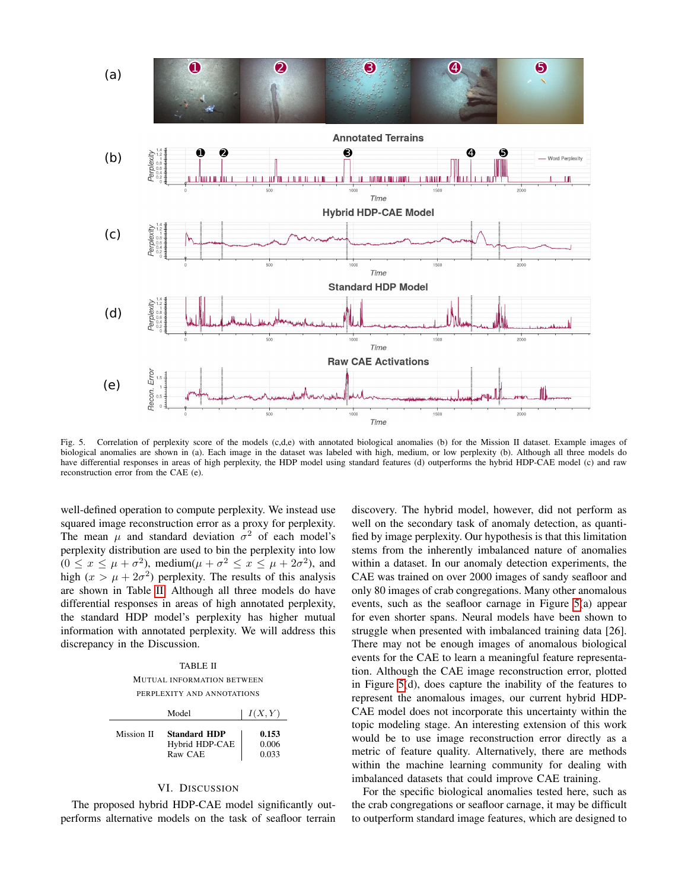Fig. 5. Correlation of perplexity score of the models (c,d,e) with annotated biological anomalies (b) for the Mission II dataset. Example images of biological anomalies are shown in (a). Each image in the dataset was labeled with high, medium, or low perplexity (b). Although all three models do have differential responses in areas of high perplexity, the HDP model using standard features (d) outperforms the hybrid HDP-CAE model (c) and raw reconstruction error from the CAE (e).

well-defined operation to compute perplexity. We instead use squared image reconstruction error as a proxy for perplexity. The mean $\mu$ and standard deviation $\sigma^2$ of each model's perplexity distribution are used to bin the perplexity into low ($0 \leq x \leq \mu + \sigma^2$), medium($\mu + \sigma^2 \leq x \leq \mu + 2\sigma^2$), and high ($x > \mu + 2\sigma^2$) perplexity. The results of this analysis are shown in Table II. Although all three models do have differential responses in areas of high annotated perplexity, the standard HDP model's perplexity has higher mutual information with annotated perplexity. We will address this discrepancy in the Discussion.

TABLE II
MUTUAL INFORMATION BETWEEN PERPLEXITY AND ANNOTATIONS

| | Model | $I(X,Y)$ |
|---|---|---|
| Mission II | **Standard HDP** | **0.153** |
| | Hybrid HDP-CAE | 0.006 |
| | Raw CAE | 0.033 |

## VI. Discussion

The proposed hybrid HDP-CAE model significantly outperforms alternative models on the task of seafloor terrain discovery. The hybrid model, however, did not perform as well on the secondary task of anomaly detection, as quantified by image perplexity. Our hypothesis is that this limitation stems from the inherently imbalanced nature of anomalies within a dataset. In our anomaly detection experiments, the CAE was trained on over 2000 images of sandy seafloor and only 80 images of crab congregations. Many other anomalous events, such as the seafloor carnage in Figure 5(a) appear for even shorter spans. Neural models have been shown to struggle when presented with imbalanced training data [26]. There may not be enough images of anomalous biological events for the CAE to learn a meaningful feature representation. Although the CAE image reconstruction error, plotted in Figure 5(d), does capture the inability of the features to represent the anomalous images, our current hybrid HDP-CAE model does not incorporate this uncertainty within the topic modeling stage. An interesting extension of this work would be to use image reconstruction error directly as a metric of feature quality. Alternatively, there are methods within the machine learning community for dealing with imbalanced datasets that could improve CAE training.

For the specific biological anomalies tested here, such as the crab congregations or seafloor carnage, it may be difficult to outperform standard image features, which are designed to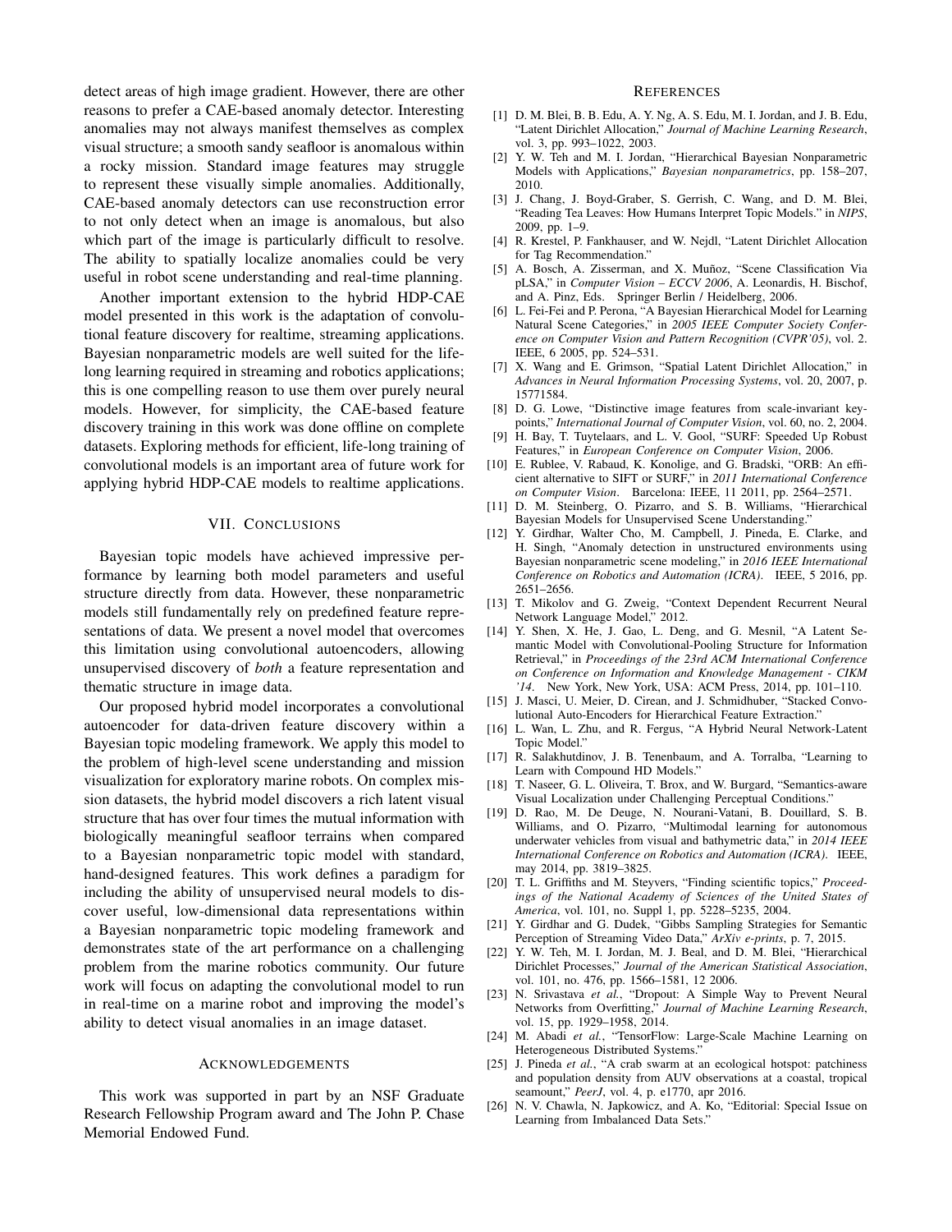detect areas of high image gradient. However, there are other reasons to prefer a CAE-based anomaly detector. Interesting anomalies may not always manifest themselves as complex visual structure; a smooth sandy seafloor is anomalous within a rocky mission. Standard image features may struggle to represent these visually simple anomalies. Additionally, CAE-based anomaly detectors can use reconstruction error to not only detect when an image is anomalous, but also which part of the image is particularly difficult to resolve. The ability to spatially localize anomalies could be very useful in robot scene understanding and real-time planning.

Another important extension to the hybrid HDP-CAE model presented in this work is the adaptation of convolutional feature discovery for realtime, streaming applications. Bayesian nonparametric models are well suited for the life-long learning required in streaming and robotics applications; this is one compelling reason to use them over purely neural models. However, for simplicity, the CAE-based feature discovery training in this work was done offline on complete datasets. Exploring methods for efficient, life-long training of convolutional models is an important area of future work for applying hybrid HDP-CAE models to realtime applications.

## VII. Conclusions

Bayesian topic models have achieved impressive performance by learning both model parameters and useful structure directly from data. However, these nonparametric models still fundamentally rely on predefined feature representations of data. We present a novel model that overcomes this limitation using convolutional autoencoders, allowing unsupervised discovery of *both* a feature representation and thematic structure in image data.

Our proposed hybrid model incorporates a convolutional autoencoder for data-driven feature discovery within a Bayesian topic modeling framework. We apply this model to the problem of high-level scene understanding and mission visualization for exploratory marine robots. On complex mission datasets, the hybrid model discovers a rich latent visual structure that has over four times the mutual information with biologically meaningful seafloor terrains when compared to a Bayesian nonparametric topic model with standard, hand-designed features. This work defines a paradigm for including the ability of unsupervised neural models to discover useful, low-dimensional data representations within a Bayesian nonparametric topic modeling framework and demonstrates state of the art performance on a challenging problem from the marine robotics community. Our future work will focus on adapting the convolutional model to run in real-time on a marine robot and improving the model's ability to detect visual anomalies in an image dataset.

## Acknowledgements

This work was supported in part by an NSF Graduate Research Fellowship Program award and The John P. Chase Memorial Endowed Fund.

## References

[1] D. M. Blei, B. B. Edu, A. Y. Ng, A. S. Edu, M. I. Jordan, and J. B. Edu, "Latent Dirichlet Allocation," *Journal of Machine Learning Research*, vol. 3, pp. 993–1022, 2003.

[2] Y. W. Teh and M. I. Jordan, "Hierarchical Bayesian Nonparametric Models with Applications," *Bayesian nonparametrics*, pp. 158–207, 2010.

[3] J. Chang, J. Boyd-Graber, S. Gerrish, C. Wang, and D. M. Blei, "Reading Tea Leaves: How Humans Interpret Topic Models." in *NIPS*, 2009, pp. 1–9.

[4] R. Krestel, P. Fankhauser, and W. Nejdl, "Latent Dirichlet Allocation for Tag Recommendation."

[5] A. Bosch, A. Zisserman, and X. Muñoz, "Scene Classification Via pLSA," in *Computer Vision – ECCV 2006*, A. Leonardis, H. Bischof, and A. Pinz, Eds. Springer Berlin / Heidelberg, 2006.

[6] L. Fei-Fei and P. Perona, "A Bayesian Hierarchical Model for Learning Natural Scene Categories," in *2005 IEEE Computer Society Conference on Computer Vision and Pattern Recognition (CVPR'05)*, vol. 2. IEEE, 6 2005, pp. 524–531.

[7] X. Wang and E. Grimson, "Spatial Latent Dirichlet Allocation," in *Advances in Neural Information Processing Systems*, vol. 20, 2007, p. 15771584.

[8] D. G. Lowe, "Distinctive image features from scale-invariant keypoints," *International Journal of Computer Vision*, vol. 60, no. 2, 2004.

[9] H. Bay, T. Tuytelaars, and L. V. Gool, "SURF: Speeded Up Robust Features," in *European Conference on Computer Vision*, 2006.

[10] E. Rublee, V. Rabaud, K. Konolige, and G. Bradski, "ORB: An efficient alternative to SIFT or SURF," in *2011 International Conference on Computer Vision*. Barcelona: IEEE, 11 2011, pp. 2564–2571.

[11] D. M. Steinberg, O. Pizarro, and S. B. Williams, "Hierarchical Bayesian Models for Unsupervised Scene Understanding."

[12] Y. Girdhar, Walter Cho, M. Campbell, J. Pineda, E. Clarke, and H. Singh, "Anomaly detection in unstructured environments using Bayesian nonparametric scene modeling," in *2016 IEEE International Conference on Robotics and Automation (ICRA)*. IEEE, 5 2016, pp. 2651–2656.

[13] T. Mikolov and G. Zweig, "Context Dependent Recurrent Neural Network Language Model," 2012.

[14] Y. Shen, X. He, J. Gao, L. Deng, and G. Mesnil, "A Latent Semantic Model with Convolutional-Pooling Structure for Information Retrieval," in *Proceedings of the 23rd ACM International Conference on Conference on Information and Knowledge Management - CIKM '14*. New York, New York, USA: ACM Press, 2014, pp. 101–110.

[15] J. Masci, U. Meier, D. Cirean, and J. Schmidhuber, "Stacked Convolutional Auto-Encoders for Hierarchical Feature Extraction."

[16] L. Wan, L. Zhu, and R. Fergus, "A Hybrid Neural Network-Latent Topic Model."

[17] R. Salakhutdinov, J. B. Tenenbaum, and A. Torralba, "Learning to Learn with Compound HD Models."

[18] T. Naseer, G. L. Oliveira, T. Brox, and W. Burgard, "Semantics-aware Visual Localization under Challenging Perceptual Conditions."

[19] D. Rao, M. De Deuge, N. Nourani-Vatani, B. Douillard, S. B. Williams, and O. Pizarro, "Multimodal learning for autonomous underwater vehicles from visual and bathymetric data," in *2014 IEEE International Conference on Robotics and Automation (ICRA)*. IEEE, may 2014, pp. 3819–3825.

[20] T. L. Griffiths and M. Steyvers, "Finding scientific topics," *Proceedings of the National Academy of Sciences of the United States of America*, vol. 101, no. Suppl 1, pp. 5228–5235, 2004.

[21] Y. Girdhar and G. Dudek, "Gibbs Sampling Strategies for Semantic Perception of Streaming Video Data," *ArXiv e-prints*, p. 7, 2015.

[22] Y. W. Teh, M. I. Jordan, M. J. Beal, and D. M. Blei, "Hierarchical Dirichlet Processes," *Journal of the American Statistical Association*, vol. 101, no. 476, pp. 1566–1581, 12 2006.

[23] N. Srivastava *et al.*, "Dropout: A Simple Way to Prevent Neural Networks from Overfitting," *Journal of Machine Learning Research*, vol. 15, pp. 1929–1958, 2014.

[24] M. Abadi *et al.*, "TensorFlow: Large-Scale Machine Learning on Heterogeneous Distributed Systems."

[25] J. Pineda *et al.*, "A crab swarm at an ecological hotspot: patchiness and population density from AUV observations at a coastal, tropical seamount," *PeerJ*, vol. 4, p. e1770, apr 2016.

[26] N. V. Chawla, N. Japkowicz, and A. Ko, "Editorial: Special Issue on Learning from Imbalanced Data Sets."